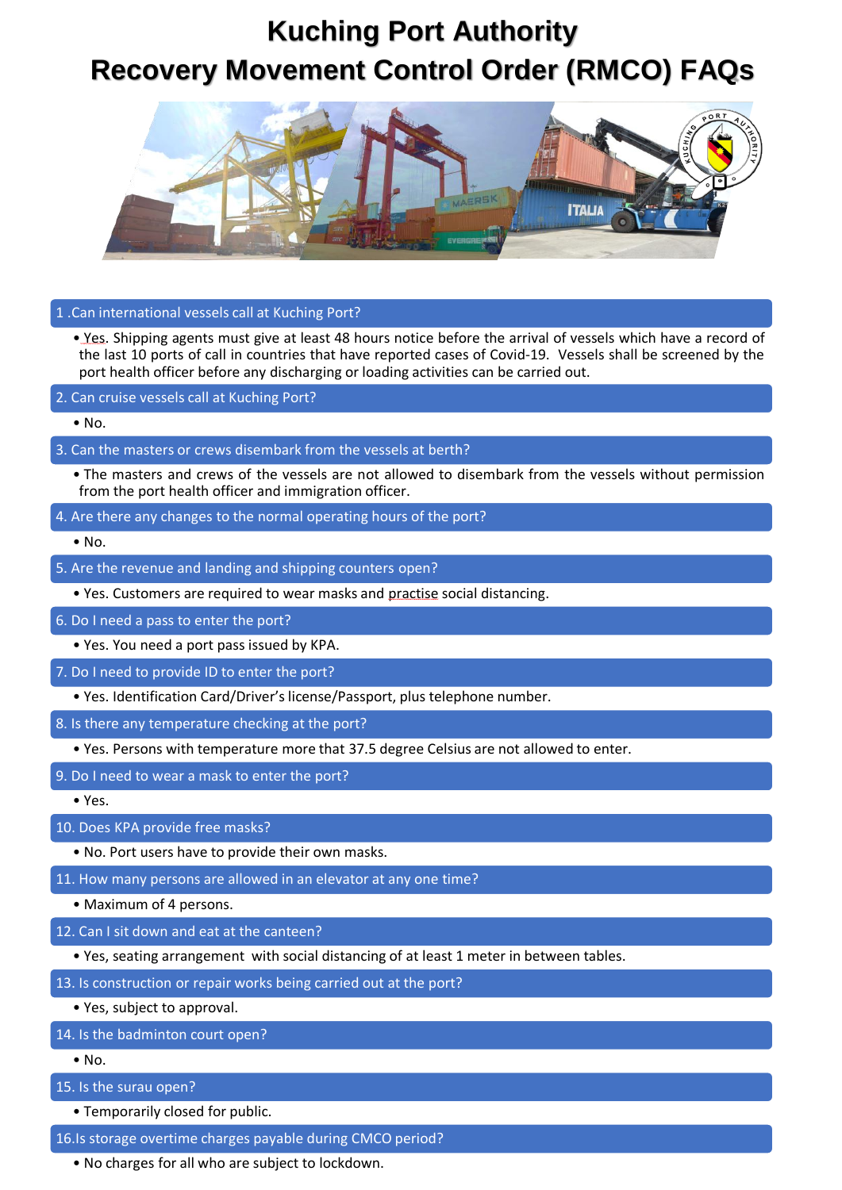# Kuching Port Authority
# Recovery Movement Control Order (RMCO) FAQs

## 1 .Can international vessels call at Kuching Port?

- Yes. Shipping agents must give at least 48 hours notice before the arrival of vessels which have a record of the last 10 ports of call in countries that have reported cases of Covid-19. Vessels shall be screened by the port health officer before any discharging or loading activities can be carried out.

## 2. Can cruise vessels call at Kuching Port?

- No.

## 3. Can the masters or crews disembark from the vessels at berth?

- The masters and crews of the vessels are not allowed to disembark from the vessels without permission from the port health officer and immigration officer.

## 4. Are there any changes to the normal operating hours of the port?

- No.

## 5. Are the revenue and landing and shipping counters open?

- Yes. Customers are required to wear masks and practise social distancing.

## 6. Do I need a pass to enter the port?

- Yes. You need a port pass issued by KPA.

## 7. Do I need to provide ID to enter the port?

- Yes. Identification Card/Driver's license/Passport, plus telephone number.

## 8. Is there any temperature checking at the port?

- Yes. Persons with temperature more that 37.5 degree Celsius are not allowed to enter.

## 9. Do I need to wear a mask to enter the port?

- Yes.

## 10. Does KPA provide free masks?

- No. Port users have to provide their own masks.

## 11. How many persons are allowed in an elevator at any one time?

- Maximum of 4 persons.

## 12. Can I sit down and eat at the canteen?

- Yes, seating arrangement with social distancing of at least 1 meter in between tables.

## 13. Is construction or repair works being carried out at the port?

- Yes, subject to approval.

## 14. Is the badminton court open?

- No.

## 15. Is the surau open?

- Temporarily closed for public.

## 16.Is storage overtime charges payable during CMCO period?

- No charges for all who are subject to lockdown.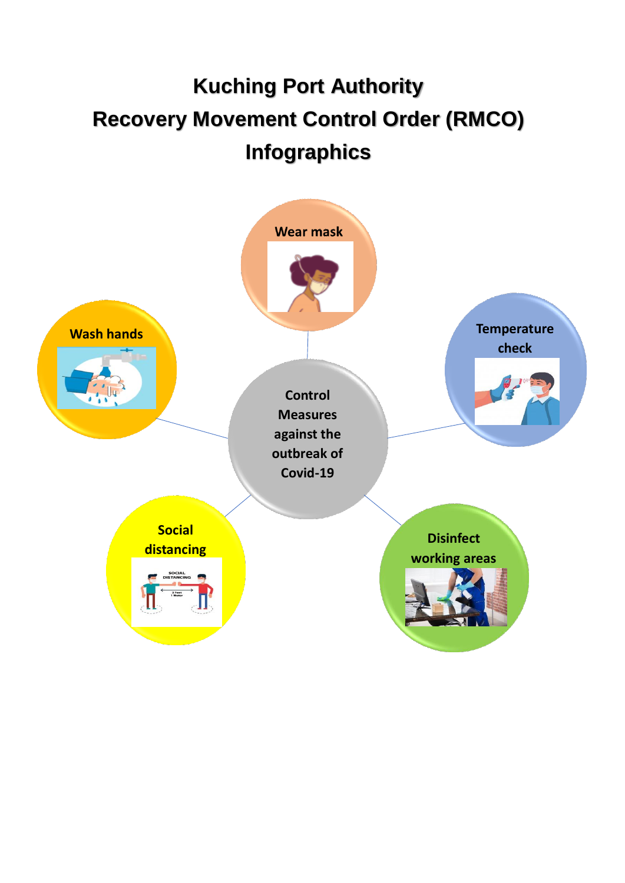# Kuching Port Authority
# Recovery Movement Control Order (RMCO)
# Infographics

Control Measures against the outbreak of Covid-19

Wear mask

Temperature check

Disinfect working areas

Social distancing

Wash hands